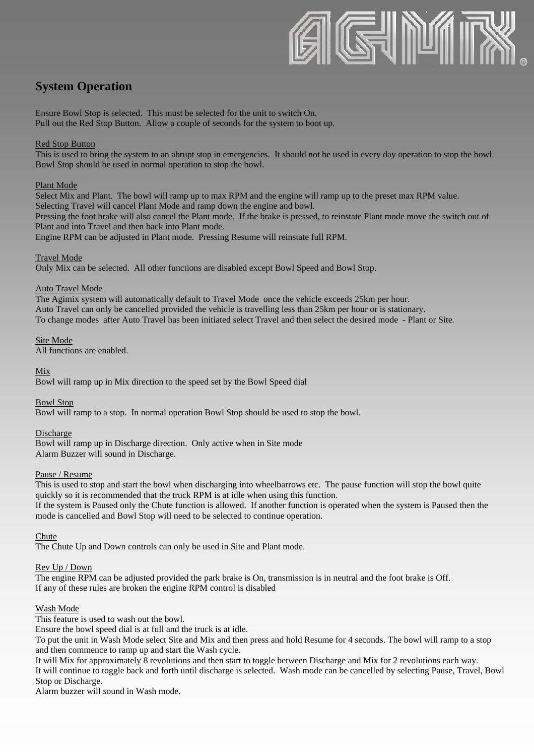## System Operation

Ensure Bowl Stop is selected. This must be selected for the unit to switch On.
Pull out the Red Stop Button. Allow a couple of seconds for the system to boot up.

Red Stop Button
This is used to bring the system to an abrupt stop in emergencies. It should not be used in every day operation to stop the bowl. Bowl Stop should be used in normal operation to stop the bowl.

Plant Mode
Select Mix and Plant. The bowl will ramp up to max RPM and the engine will ramp up to the preset max RPM value.
Selecting Travel will cancel Plant Mode and ramp down the engine and bowl.
Pressing the foot brake will also cancel the Plant mode. If the brake is pressed, to reinstate Plant mode move the switch out of Plant and into Travel and then back into Plant mode.
Engine RPM can be adjusted in Plant mode. Pressing Resume will reinstate full RPM.

Travel Mode
Only Mix can be selected. All other functions are disabled except Bowl Speed and Bowl Stop.

Auto Travel Mode
The Agimix system will automatically default to Travel Mode once the vehicle exceeds 25km per hour.
Auto Travel can only be cancelled provided the vehicle is travelling less than 25km per hour or is stationary.
To change modes after Auto Travel has been initiated select Travel and then select the desired mode - Plant or Site.

Site Mode
All functions are enabled.

Mix
Bowl will ramp up in Mix direction to the speed set by the Bowl Speed dial

Bowl Stop
Bowl will ramp to a stop. In normal operation Bowl Stop should be used to stop the bowl.

Discharge
Bowl will ramp up in Discharge direction. Only active when in Site mode
Alarm Buzzer will sound in Discharge.

Pause / Resume
This is used to stop and start the bowl when discharging into wheelbarrows etc. The pause function will stop the bowl quite quickly so it is recommended that the truck RPM is at idle when using this function.
If the system is Paused only the Chute function is allowed. If another function is operated when the system is Paused then the mode is cancelled and Bowl Stop will need to be selected to continue operation.

Chute
The Chute Up and Down controls can only be used in Site and Plant mode.

Rev Up / Down
The engine RPM can be adjusted provided the park brake is On, transmission is in neutral and the foot brake is Off.
If any of these rules are broken the engine RPM control is disabled

Wash Mode
This feature is used to wash out the bowl.
Ensure the bowl speed dial is at full and the truck is at idle.
To put the unit in Wash Mode select Site and Mix and then press and hold Resume for 4 seconds. The bowl will ramp to a stop and then commence to ramp up and start the Wash cycle.
It will Mix for approximately 8 revolutions and then start to toggle between Discharge and Mix for 2 revolutions each way.
It will continue to toggle back and forth until discharge is selected. Wash mode can be cancelled by selecting Pause, Travel, Bowl Stop or Discharge.
Alarm buzzer will sound in Wash mode.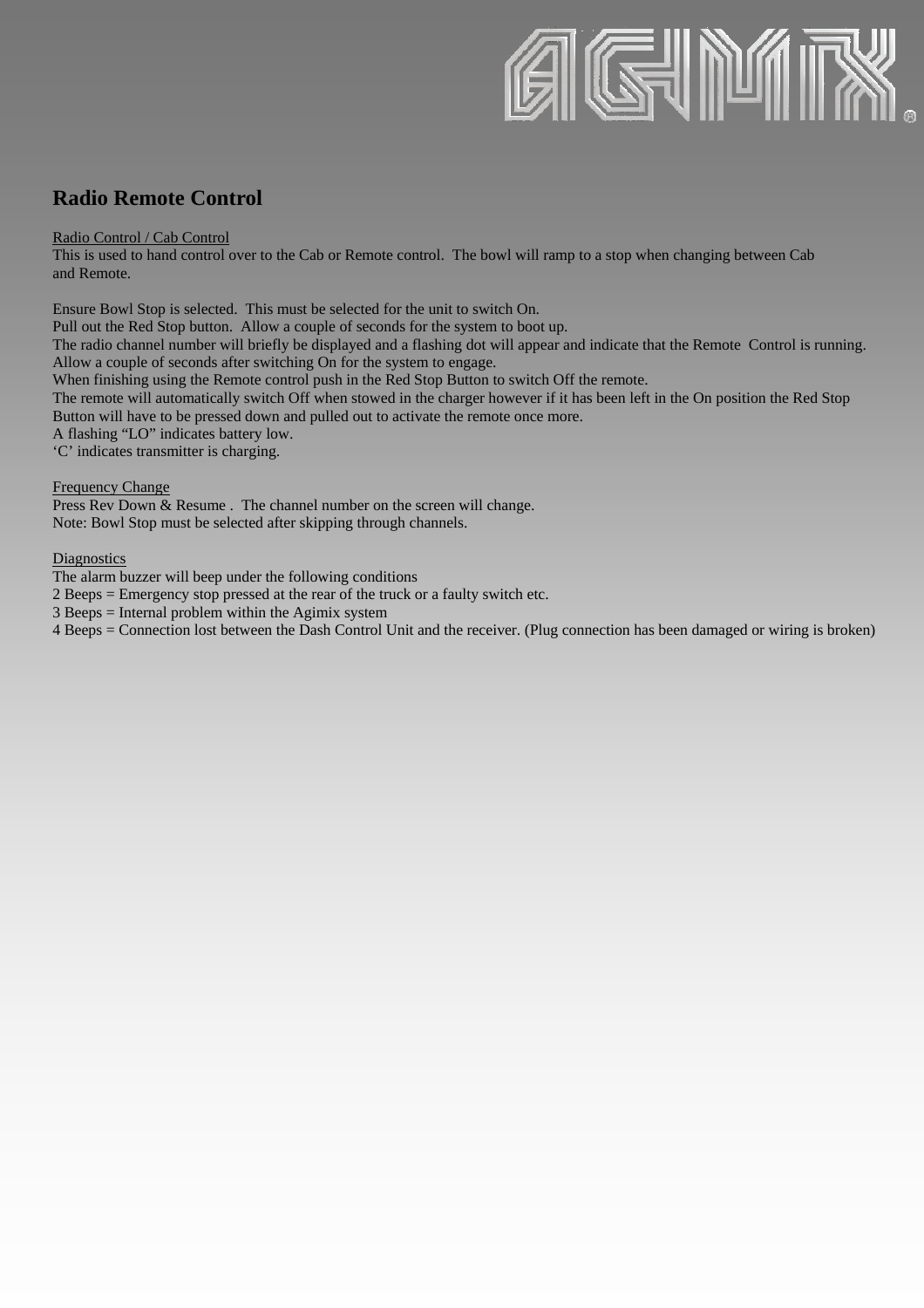## Radio Remote Control

Radio Control / Cab Control

This is used to hand control over to the Cab or Remote control. The bowl will ramp to a stop when changing between Cab and Remote.

Ensure Bowl Stop is selected. This must be selected for the unit to switch On.
Pull out the Red Stop button. Allow a couple of seconds for the system to boot up.
The radio channel number will briefly be displayed and a flashing dot will appear and indicate that the Remote Control is running.
Allow a couple of seconds after switching On for the system to engage.
When finishing using the Remote control push in the Red Stop Button to switch Off the remote.
The remote will automatically switch Off when stowed in the charger however if it has been left in the On position the Red Stop Button will have to be pressed down and pulled out to activate the remote once more.
A flashing "LO" indicates battery low.
'C' indicates transmitter is charging.

Frequency Change

Press Rev Down & Resume . The channel number on the screen will change.
Note: Bowl Stop must be selected after skipping through channels.

Diagnostics

The alarm buzzer will beep under the following conditions
2 Beeps = Emergency stop pressed at the rear of the truck or a faulty switch etc.
3 Beeps = Internal problem within the Agimix system
4 Beeps = Connection lost between the Dash Control Unit and the receiver. (Plug connection has been damaged or wiring is broken)